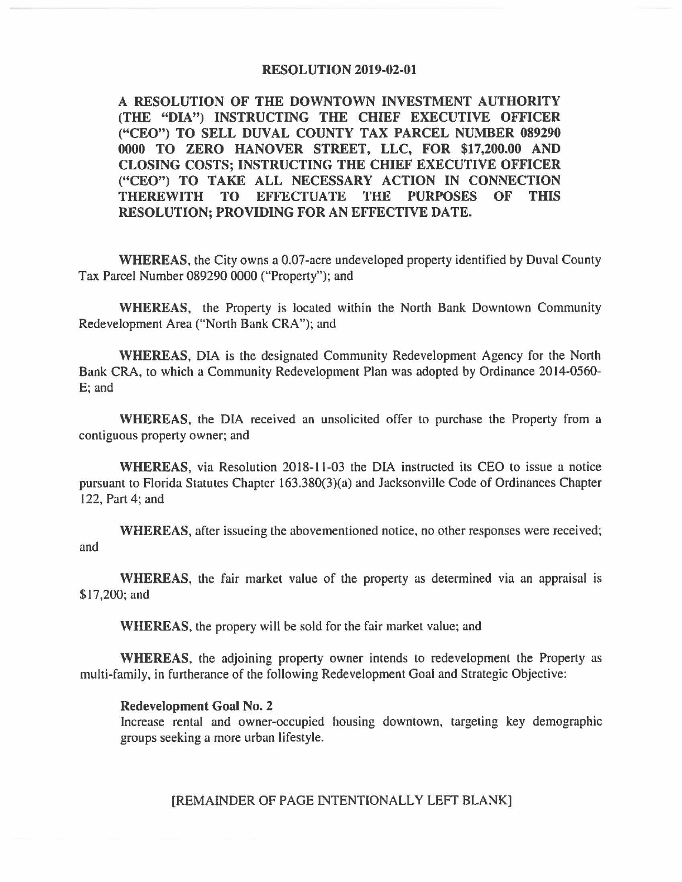# RESOLUTION 2019-02-01

**A RESOLUTION OF THE DOWNTOWN INVESTMENT AUTHORITY (THE "DIA") INSTRUCTING THE CHIEF EXECUTIVE OFFICER ("CEO") TO SELL DUVAL COUNTY TAX PARCEL NUMBER 089290 0000 TO ZERO HANOVER STREET, LLC, FOR $17,200.00 AND CLOSING COSTS; INSTRUCTING THE CHIEF EXECUTIVE OFFICER ("CEO") TO TAKE ALL NECESSARY ACTION IN CONNECTION THEREWITH TO EFFECTUATE THE PURPOSES OF THIS RESOLUTION; PROVIDING FOR AN EFFECTIVE DATE.**

**WHEREAS**, the City owns a 0.07-acre undeveloped property identified by Duval County Tax Parcel Number 089290 0000 ("Property"); and

**WHEREAS**, the Property is located within the North Bank Downtown Community Redevelopment Area ("North Bank CRA"); and

**WHEREAS**, DIA is the designated Community Redevelopment Agency for the North Bank CRA, to which a Community Redevelopment Plan was adopted by Ordinance 2014-0560-E; and

**WHEREAS**, the DIA received an unsolicited offer to purchase the Property from a contiguous property owner; and

**WHEREAS**, via Resolution 2018-11-03 the DIA instructed its CEO to issue a notice pursuant to Florida Statutes Chapter 163.380(3)(a) and Jacksonville Code of Ordinances Chapter 122, Part 4; and

**WHEREAS**, after issueing the abovementioned notice, no other responses were received; and

**WHEREAS**, the fair market value of the property as determined via an appraisal is $17,200; and

**WHEREAS**, the propery will be sold for the fair market value; and

**WHEREAS**, the adjoining property owner intends to redevelopment the Property as multi-family, in furtherance of the following Redevelopment Goal and Strategic Objective:

**Redevelopment Goal No. 2**
Increase rental and owner-occupied housing downtown, targeting key demographic groups seeking a more urban lifestyle.

[REMAINDER OF PAGE INTENTIONALLY LEFT BLANK]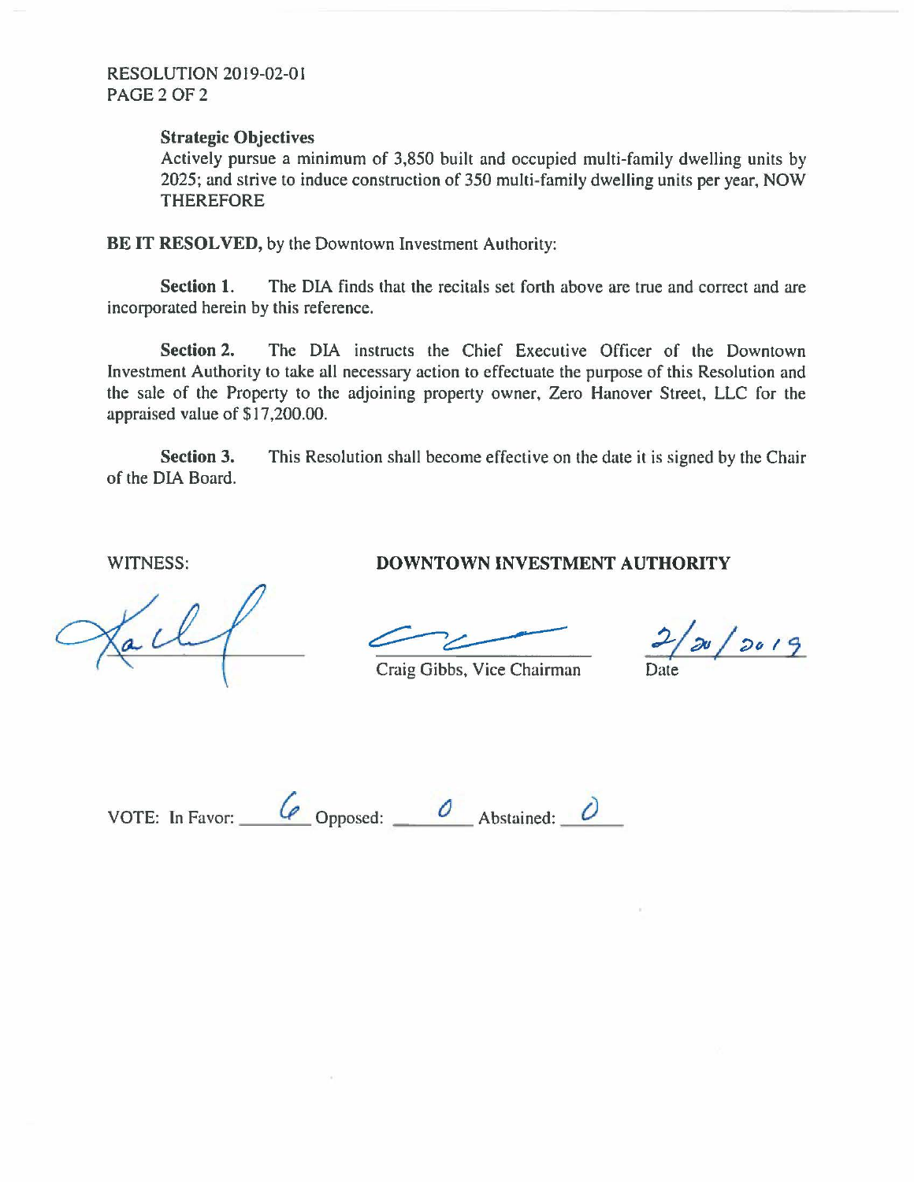**Strategic Objectives**

Actively pursue a minimum of 3,850 built and occupied multi-family dwelling units by 2025; and strive to induce construction of 350 multi-family dwelling units per year, NOW THEREFORE

**BE IT RESOLVED,** by the Downtown Investment Authority:

**Section 1.** The DIA finds that the recitals set forth above are true and correct and are incorporated herein by this reference.

**Section 2.** The DIA instructs the Chief Executive Officer of the Downtown Investment Authority to take all necessary action to effectuate the purpose of this Resolution and the sale of the Property to the adjoining property owner, Zero Hanover Street, LLC for the appraised value of $17,200.00.

**Section 3.** This Resolution shall become effective on the date it is signed by the Chair of the DIA Board.

WITNESS:

**DOWNTOWN INVESTMENT AUTHORITY**

Craig Gibbs, Vice Chairman

Date: 2/20/2019

VOTE: In Favor: 6 Opposed: 0 Abstained: 0